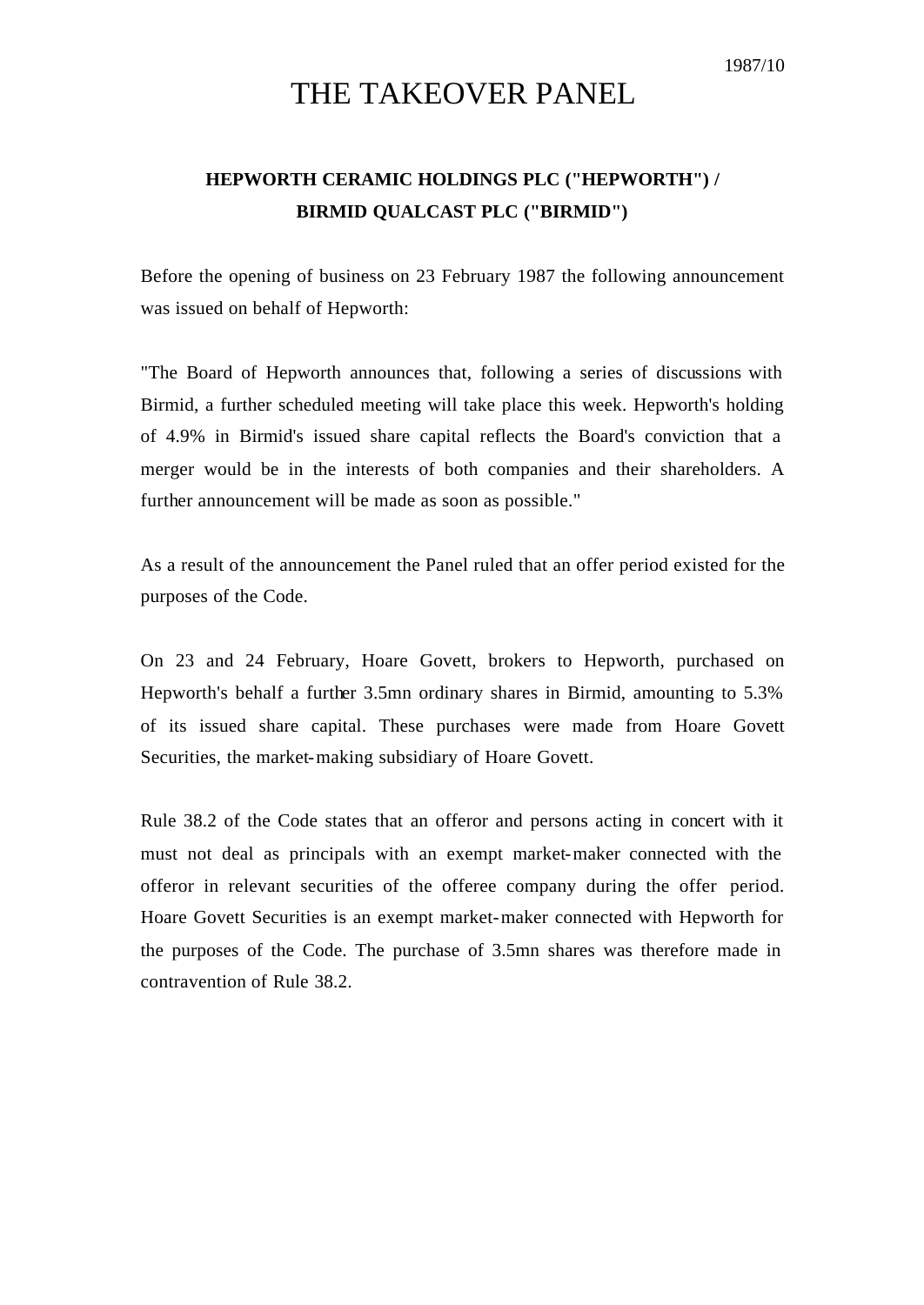1987/10

# THE TAKEOVER PANEL

## HEPWORTH CERAMIC HOLDINGS PLC ("HEPWORTH") / BIRMID QUALCAST PLC ("BIRMID")

Before the opening of business on 23 February 1987 the following announcement was issued on behalf of Hepworth:

"The Board of Hepworth announces that, following a series of discussions with Birmid, a further scheduled meeting will take place this week. Hepworth's holding of 4.9% in Birmid's issued share capital reflects the Board's conviction that a merger would be in the interests of both companies and their shareholders. A further announcement will be made as soon as possible."

As a result of the announcement the Panel ruled that an offer period existed for the purposes of the Code.

On 23 and 24 February, Hoare Govett, brokers to Hepworth, purchased on Hepworth's behalf a further 3.5mn ordinary shares in Birmid, amounting to 5.3% of its issued share capital. These purchases were made from Hoare Govett Securities, the market-making subsidiary of Hoare Govett.

Rule 38.2 of the Code states that an offeror and persons acting in concert with it must not deal as principals with an exempt market-maker connected with the offeror in relevant securities of the offeree company during the offer period. Hoare Govett Securities is an exempt market-maker connected with Hepworth for the purposes of the Code. The purchase of 3.5mn shares was therefore made in contravention of Rule 38.2.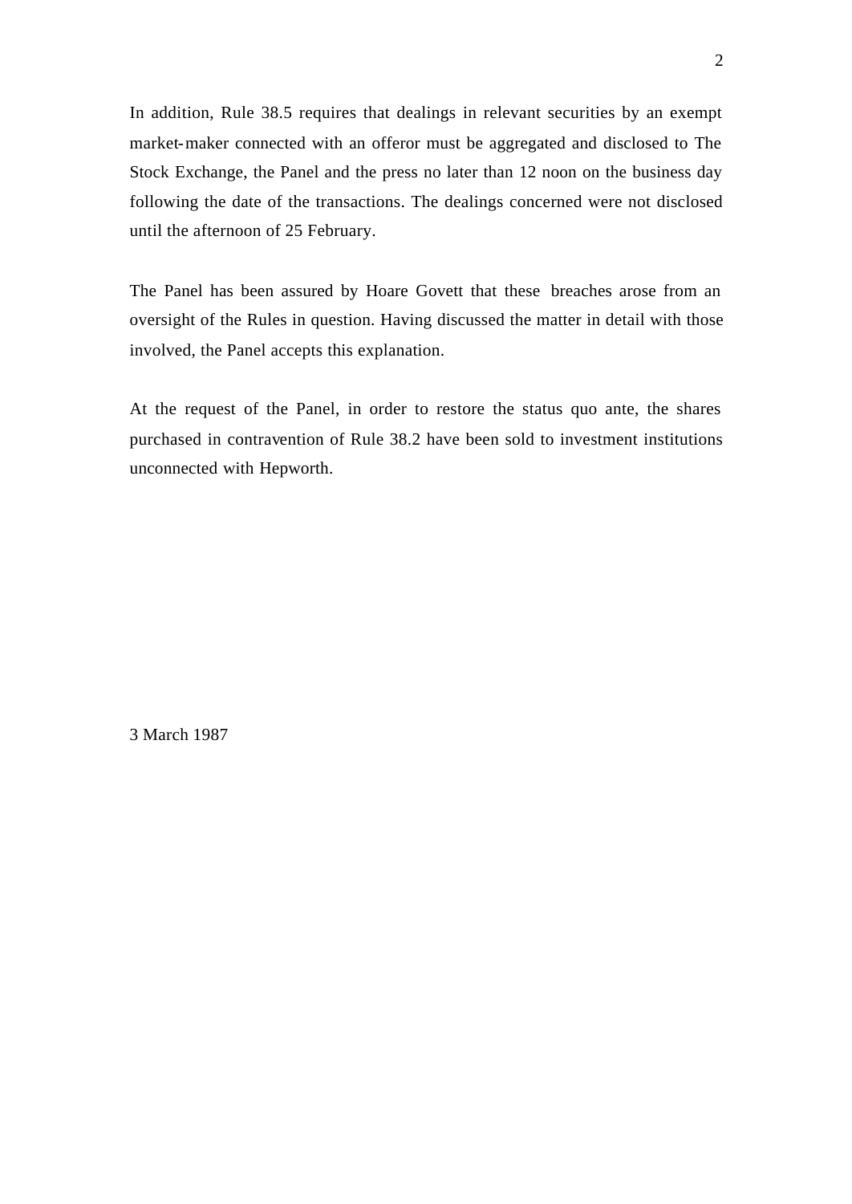In addition, Rule 38.5 requires that dealings in relevant securities by an exempt market-maker connected with an offeror must be aggregated and disclosed to The Stock Exchange, the Panel and the press no later than 12 noon on the business day following the date of the transactions. The dealings concerned were not disclosed until the afternoon of 25 February.

The Panel has been assured by Hoare Govett that these breaches arose from an oversight of the Rules in question. Having discussed the matter in detail with those involved, the Panel accepts this explanation.

At the request of the Panel, in order to restore the status quo ante, the shares purchased in contravention of Rule 38.2 have been sold to investment institutions unconnected with Hepworth.

3 March 1987